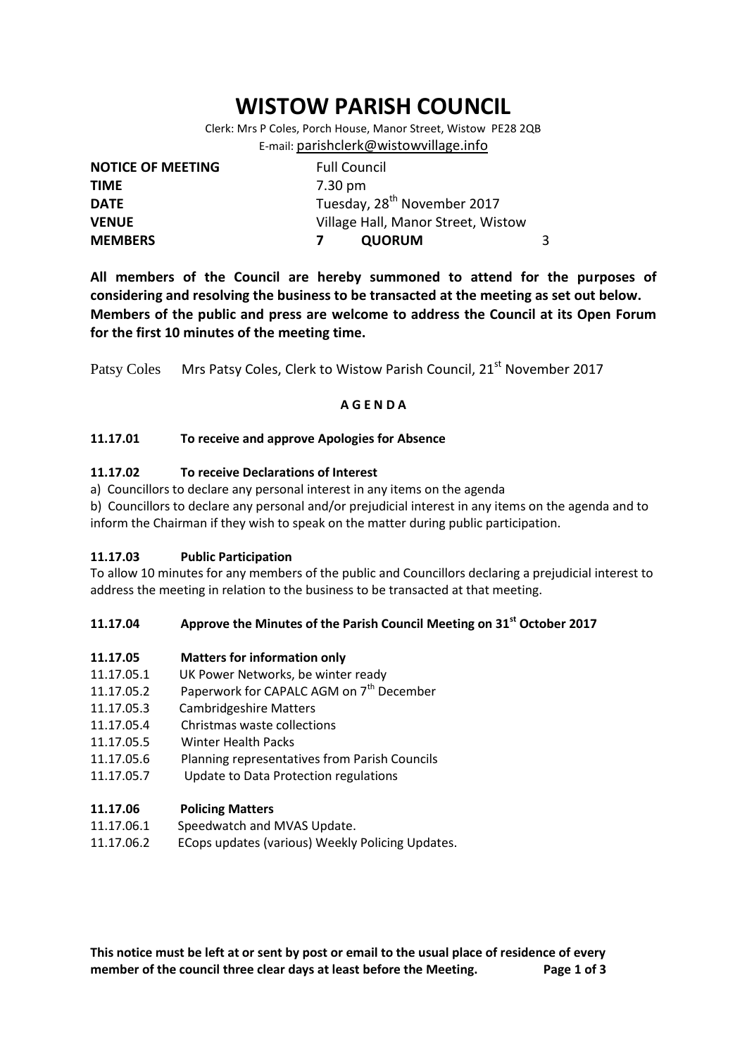# WISTOW PARISH COUNCIL

Clerk: Mrs P Coles, Porch House, Manor Street, Wistow PE28 2QB
E-mail: parishclerk@wistowvillage.info

| | | | |
|---|---|---|---|
| **NOTICE OF MEETING** | Full Council | | |
| **TIME** | 7.30 pm | | |
| **DATE** | Tuesday, 28th November 2017 | | |
| **VENUE** | Village Hall, Manor Street, Wistow | | |
| **MEMBERS** | **7** | **QUORUM** | 3 |

**All members of the Council are hereby summoned to attend for the purposes of considering and resolving the business to be transacted at the meeting as set out below. Members of the public and press are welcome to address the Council at its Open Forum for the first 10 minutes of the meeting time.**

Patsy Coles Mrs Patsy Coles, Clerk to Wistow Parish Council, 21st November 2017

**A G E N D A**

**11.17.01 To receive and approve Apologies for Absence**

**11.17.02 To receive Declarations of Interest**

a) Councillors to declare any personal interest in any items on the agenda

b) Councillors to declare any personal and/or prejudicial interest in any items on the agenda and to inform the Chairman if they wish to speak on the matter during public participation.

**11.17.03 Public Participation**

To allow 10 minutes for any members of the public and Councillors declaring a prejudicial interest to address the meeting in relation to the business to be transacted at that meeting.

**11.17.04 Approve the Minutes of the Parish Council Meeting on 31st October 2017**

**11.17.05 Matters for information only**

- 11.17.05.1 UK Power Networks, be winter ready
- 11.17.05.2 Paperwork for CAPALC AGM on 7th December
- 11.17.05.3 Cambridgeshire Matters
- 11.17.05.4 Christmas waste collections
- 11.17.05.5 Winter Health Packs
- 11.17.05.6 Planning representatives from Parish Councils
- 11.17.05.7 Update to Data Protection regulations

**11.17.06 Policing Matters**

- 11.17.06.1 Speedwatch and MVAS Update.
- 11.17.06.2 ECops updates (various) Weekly Policing Updates.

**This notice must be left at or sent by post or email to the usual place of residence of every member of the council three clear days at least before the Meeting.**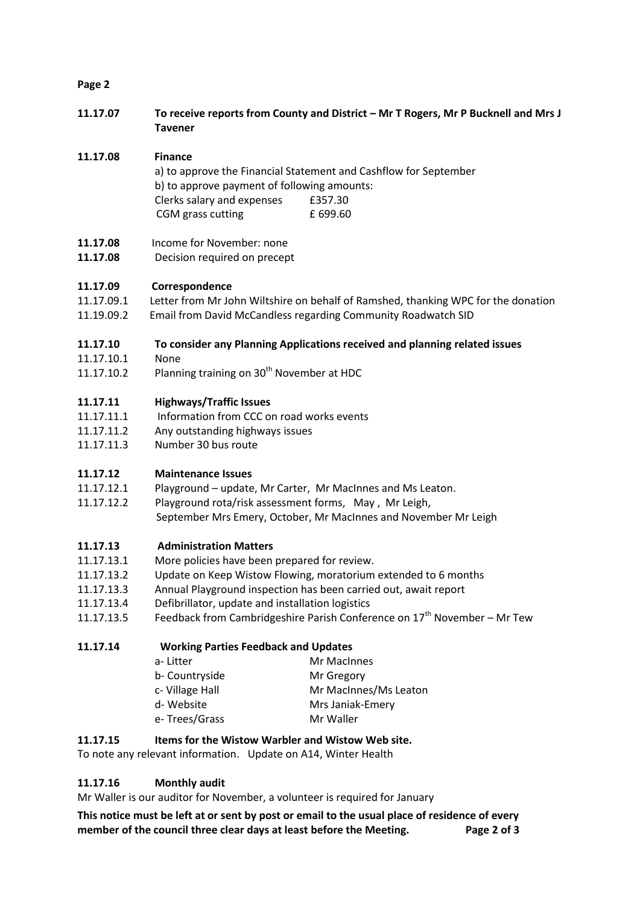**Page 2**

**11.17.07 To receive reports from County and District – Mr T Rogers, Mr P Bucknell and Mrs J Tavener**

**11.17.08 Finance**

a) to approve the Financial Statement and Cashflow for September

b) to approve payment of following amounts:

| | |
|---|---|
| Clerks salary and expenses | £357.30 |
| CGM grass cutting | £ 699.60 |

**11.17.08** Income for November: none

**11.17.08** Decision required on precept

**11.17.09 Correspondence**

11.17.09.1 Letter from Mr John Wiltshire on behalf of Ramshed, thanking WPC for the donation

11.19.09.2 Email from David McCandless regarding Community Roadwatch SID

**11.17.10 To consider any Planning Applications received and planning related issues**

11.17.10.1 None

11.17.10.2 Planning training on 30th November at HDC

**11.17.11 Highways/Traffic Issues**

11.17.11.1 Information from CCC on road works events

11.17.11.2 Any outstanding highways issues

11.17.11.3 Number 30 bus route

**11.17.12 Maintenance Issues**

11.17.12.1 Playground – update, Mr Carter, Mr MacInnes and Ms Leaton.

11.17.12.2 Playground rota/risk assessment forms, May , Mr Leigh, September Mrs Emery, October, Mr MacInnes and November Mr Leigh

**11.17.13 Administration Matters**

11.17.13.1 More policies have been prepared for review.

11.17.13.2 Update on Keep Wistow Flowing, moratorium extended to 6 months

11.17.13.3 Annual Playground inspection has been carried out, await report

11.17.13.4 Defibrillator, update and installation logistics

11.17.13.5 Feedback from Cambridgeshire Parish Conference on 17th November – Mr Tew

**11.17.14 Working Parties Feedback and Updates**

| | |
|---|---|
| a- Litter | Mr MacInnes |
| b- Countryside | Mr Gregory |
| c- Village Hall | Mr MacInnes/Ms Leaton |
| d- Website | Mrs Janiak-Emery |
| e- Trees/Grass | Mr Waller |

**11.17.15 Items for the Wistow Warbler and Wistow Web site.**

To note any relevant information. Update on A14, Winter Health

**11.17.16 Monthly audit**

Mr Waller is our auditor for November, a volunteer is required for January

**This notice must be left at or sent by post or email to the usual place of residence of every member of the council three clear days at least before the Meeting.**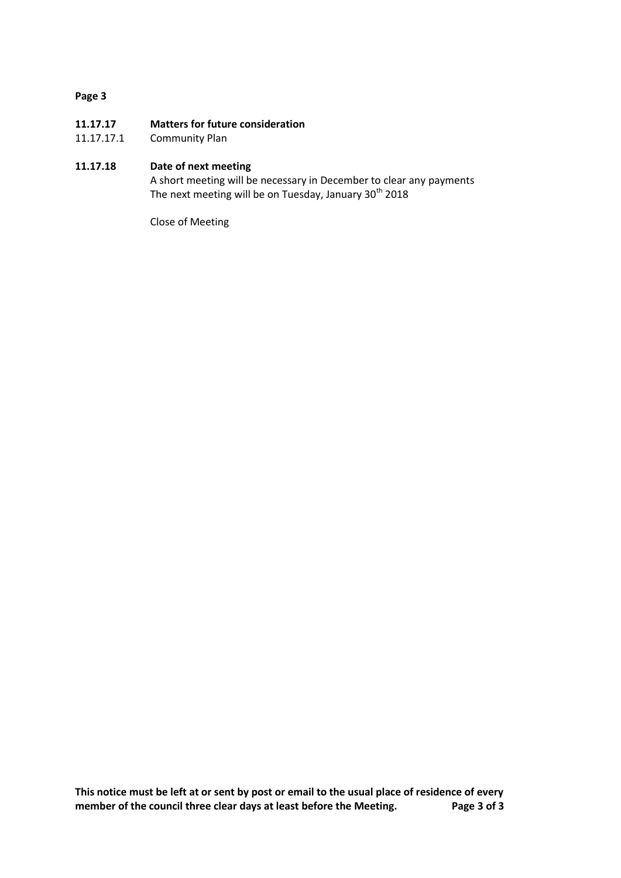**11.17.17 Matters for future consideration**

11.17.17.1 Community Plan

**11.17.18 Date of next meeting**

A short meeting will be necessary in December to clear any payments
The next meeting will be on Tuesday, January 30th 2018

Close of Meeting

**This notice must be left at or sent by post or email to the usual place of residence of every member of the council three clear days at least before the Meeting.**